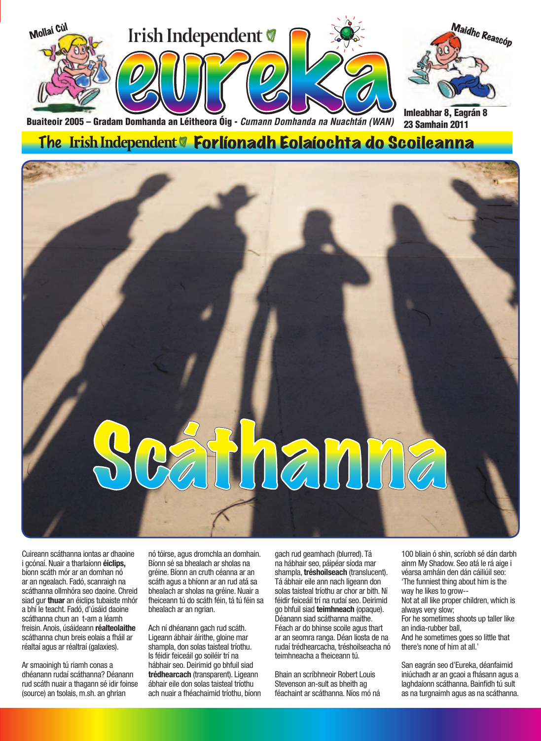Mollaí Cúl

# Irish Independent eureka

Maidhc Reascóp

Buaiteoir 2005 – Gradam Domhanda an Léitheora Óig - *Cumann Domhanda na Nuachtán (WAN)*

**Imleabhar 8, Eagrán 8**
**23 Samhain 2011**

## The Irish Independent Forlíonadh Eolaíochta do Scoileanna

# Scáthanna

Cuireann scáthanna iontas ar dhaoine i gcónaí. Nuair a tharlaíonn **éiclips,** bíonn scáth mór ar an domhan nó ar an ngealach. Fadó, scanraigh na scáthanna ollmhóra seo daoine. Chreid siad gur **thuar** an éiclips tubaiste mhór a bhí le teacht. Fadó, d'úsáid daoine scáthanna chun an t-am a léamh freisin. Anois, úsáideann **réalteolaithe** scáthanna chun breis eolais a fháil ar réaltaí agus ar réaltraí (galaxies).

Ar smaoinigh tú riamh conas a dhéanann rudaí scáthanna? Déanann rud scáth nuair a thagann sé idir foinse (source) an tsolais, m.sh. an ghrian nó tóirse, agus dromchla an domhain. Bíonn sé sa bhealach ar sholas na gréine. Bíonn an cruth céanna ar an scáth agus a bhíonn ar an rud atá sa bhealach ar sholas na gréine. Nuair a fheiceann tú do scáth féin, tá tú féin sa bhealach ar an ngrian.

Ach ní dhéanann gach rud scáth. Ligeann ábhair áirithe, gloine mar shampla, don solas taisteal tríothu. Is féidir feiceáil go soiléir trí na hábhair seo. Deirimid go bhfuil siad **trédhearcach** (transparent). Ligeann ábhair eile don solas taisteal tríothu ach nuair a fhéachaimid tríothu, bíonn gach rud geamhach (blurred). Tá na hábhair seo, páipéar síoda mar shampla, **tréshoilseach** (translucent). Tá ábhair eile ann nach ligeann don solas taisteal tríothu ar chor ar bith. Ní féidir feiceáil trí na rudaí seo. Deirimid go bhfuil siad **teimhneach** (opaque). Déanann siad scáthanna maithe. Féach ar do bhinse scoile agus thart ar an seomra ranga. Déan liosta de na rudaí trédhearcacha, tréshoilseacha nó teimhneacha a fheiceann tú.

Bhain an scríbhneoir Robert Louis Stevenson an-sult as bheith ag féachaint ar scáthanna. Níos mó ná 100 bliain ó shin, scríobh sé dán darbh ainm My Shadow. Seo atá le rá aige i véarsa amháin den dán cáiliúil seo:
'The funniest thing about him is the way he likes to grow--
Not at all like proper children, which is always very slow;
For he sometimes shoots up taller like an india-rubber ball,
And he sometimes goes so little that there's none of him at all.'

San eagrán seo d'Eureka, déanfaimid iniúchadh ar an gcaoi a fhásann agus a laghdaíonn scáthanna. Bainfidh tú sult as na turgnaimh agus as na scáthanna.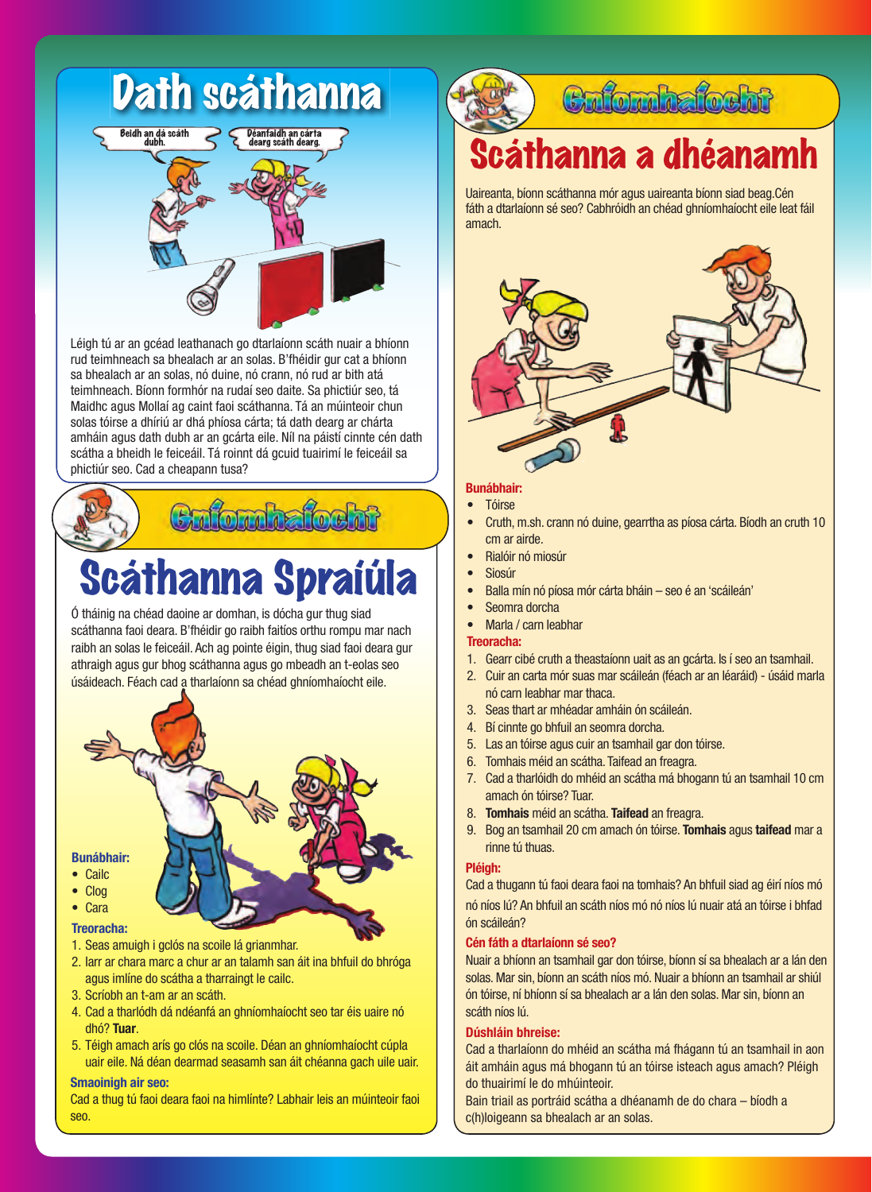# Dath scáthanna

Beidh an dá scáth dubh.

Déanfaidh an cárta dearg scáth dearg.

Léigh tú ar an gcéad leathanach go dtarlaíonn scáth nuair a bhíonn rud teimhneach sa bhealach ar an solas. B'fhéidir gur cat a bhíonn sa bhealach ar an solas, nó duine, nó crann, nó rud ar bith atá teimhneach. Bíonn formhór na rudaí seo daite. Sa phictiúr seo, tá Maidhc agus Mollaí ag caint faoi scáthanna. Tá an múinteoir chun solas tóirse a dhíriú ar dhá phíosa cárta; tá dath dearg ar chárta amháin agus dath dubh ar an gcárta eile. Níl na páistí cinnte cén dath scátha a bheidh le feiceáil. Tá roinnt dá gcuid tuairimí le feiceáil sa phictiúr seo. Cad a cheapann tusa?

## Gníomhaíocht

# Scáthanna Spraíúla

Ó tháinig na chéad daoine ar domhan, is dócha gur thug siad scáthanna faoi deara. B'fhéidir go raibh faitíos orthu rompu mar nach raibh an solas le feiceáil. Ach ag pointe éigin, thug siad faoi deara gur athraigh agus gur bhog scáthanna agus go mbeadh an t-eolas seo úsáideach. Féach cad a tharlaíonn sa chéad ghníomhaíocht eile.

**Bunábhair:**

- Cailc
- Clog
- Cara

**Treoracha:**

1. Seas amuigh i gclós na scoile lá grianmhar.
2. Iarr ar chara marc a chur ar an talamh san áit ina bhfuil do bhróga agus imlíne do scátha a tharraingt le cailc.
3. Scríobh an t-am ar an scáth.
4. Cad a tharlódh dá ndéanfá an ghníomhaíocht seo tar éis uaire nó dhó? **Tuar**.
5. Téigh amach arís go clós na scoile. Déan an ghníomhaíocht cúpla uair eile. Ná déan dearmad seasamh san áit chéanna gach uile uair.

**Smaoinigh air seo:**

Cad a thug tú faoi deara faoi na himlínte? Labhair leis an múinteoir faoi seo.

## Gníomhaíocht

# Scáthanna a dhéanamh

Uaireanta, bíonn scáthanna mór agus uaireanta bíonn siad beag.Cén fáth a dtarlaíonn sé seo? Cabhróidh an chéad ghníomhaíocht eile leat fáil amach.

**Bunábhair:**

- Tóirse
- Cruth, m.sh. crann nó duine, gearrtha as píosa cárta. Bíodh an cruth 10 cm ar airde.
- Rialóir nó miosúr
- Siosúr
- Balla mín nó píosa mór cárta bháin – seo é an 'scáileán'
- Seomra dorcha
- Marla / carn leabhar

**Treoracha:**

1. Gearr cibé cruth a theastaíonn uait as an gcárta. Is í seo an tsamhail.
2. Cuir an carta mór suas mar scáileán (féach ar an léaráid) - úsáid marla nó carn leabhar mar thaca.
3. Seas thart ar mhéadar amháin ón scáileán.
4. Bí cinnte go bhfuil an seomra dorcha.
5. Las an tóirse agus cuir an tsamhail gar don tóirse.
6. Tomhais méid an scátha. Taifead an freagra.
7. Cad a tharlóidh do mhéid an scátha má bhogann tú an tsamhail 10 cm amach ón tóirse? Tuar.
8. **Tomhais** méid an scátha. **Taifead** an freagra.
9. Bog an tsamhail 20 cm amach ón tóirse. **Tomhais** agus **taifead** mar a rinne tú thuas.

**Pléigh:**

Cad a thugann tú faoi deara faoi na tomhais? An bhfuil siad ag éirí níos mó nó níos lú? An bhfuil an scáth níos mó nó níos lú nuair atá an tóirse i bhfad ón scáileán?

**Cén fáth a dtarlaíonn sé seo?**

Nuair a bhíonn an tsamhail gar don tóirse, bíonn sí sa bhealach ar a lán den solas. Mar sin, bíonn an scáth níos mó. Nuair a bhíonn an tsamhail ar shiúl ón tóirse, ní bhíonn sí sa bhealach ar a lán den solas. Mar sin, bíonn an scáth níos lú.

**Dúshláin bhreise:**

Cad a tharlaíonn do mhéid an scátha má fhágann tú an tsamhail in aon áit amháin agus má bhogann tú an tóirse isteach agus amach? Pléigh do thuairimí le do mhúinteoir.

Bain triail as portráid scátha a dhéanamh de do chara – bíodh a c(h)loigeann sa bhealach ar an solas.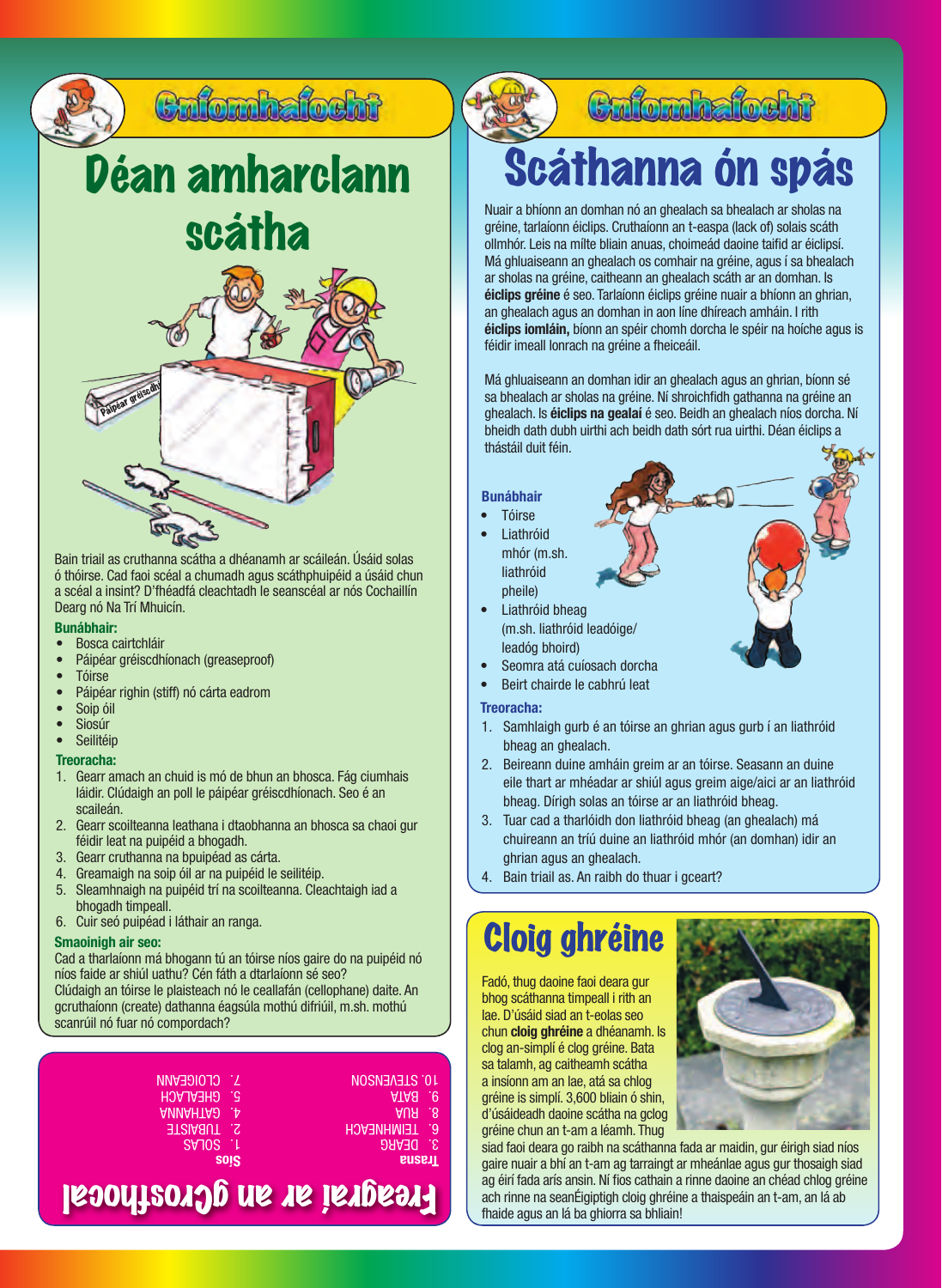## Gníomhaíocht

# Déan amharclann scátha

Bain triail as cruthanna scátha a dhéanamh ar scáileán. Úsáid solas ó thóirse. Cad faoi scéal a chumadh agus scáthphuipéid a úsáid chun a scéal a insint? D'fhéadfá cleachtadh le seanscéal ar nós Cochaillín Dearg nó Na Trí Mhuicín.

**Bunábhair:**

- Bosca cairtchláir
- Páipéar gréiscdhíonach (greaseproof)
- Tóirse
- Páipéar righin (stiff) nó cárta eadrom
- Soip óil
- Siosúr
- Seilitéip

**Treoracha:**

1. Gearr amach an chuid is mó de bhun an bhosca. Fág ciumhais láidir. Clúdaigh an poll le páipéar gréiscdhíonach. Seo é an scaileán.
2. Gearr scoilteanna leathana i dtaobhanna an bhosca sa chaoi gur féidir leat na puipéid a bhogadh.
3. Gearr cruthanna na bpuipéad as cárta.
4. Greamaigh na soip óil ar na puipéid le seilitéip.
5. Sleamhnaigh na puipéid trí na scoilteanna. Cleachtaigh iad a bhogadh timpeall.
6. Cuir seó puipéad i láthair an ranga.

**Smaoinigh air seo:**

Cad a tharlaíonn má bhogann tú an tóirse níos gaire do na puipéid nó níos faide ar shiúl uathu? Cén fáth a dtarlaíonn sé seo?
Clúdaigh an tóirse le plaisteach nó le ceallafán (cellophane) daite. An gcruthaíonn (create) dathanna éagsúla mothú difriúil, m.sh. mothú scanrúil nó fuar nó compordach?

## Freagraí ar an gCrosfhocal

**Trasna**
3. DEARG
6. TEIMHNEACH
8. RUA
9. BÁTA
10. STEVENSON

**Síos**
1. SOLAS
2. TUBAISTE
4. GATHANNA
5. GHEALACH
7. CLOIGEANN

## Gníomhaíocht

# Scáthanna ón spás

Nuair a bhíonn an domhan nó an ghealach sa bhealach ar sholas na gréine, tarlaíonn éiclips. Cruthaíonn an t-easpa (lack of) solais scáth ollmhór. Leis na mílte bliain anuas, choimeád daoine taifid ar éiclipsí. Má ghluaiseann an ghealach os comhair na gréine, agus í sa bhealach ar sholas na gréine, caitheann an ghealach scáth ar an domhan. Is **éiclips gréine** é seo. Tarlaíonn éiclips gréine nuair a bhíonn an ghrian, an ghealach agus an domhan in aon líne dhíreach amháin. I rith **éiclips iomláin,** bíonn an spéir chomh dorcha le spéir na hoíche agus is féidir imeall lonrach na gréine a fheiceáil.

Má ghluaiseann an domhan idir an ghealach agus an ghrian, bíonn sé sa bhealach ar sholas na gréine. Ní shroichfidh gathanna na gréine an ghealach. Is **éiclips na gealaí** é seo. Beidh an ghealach níos dorcha. Ní bheidh dath dubh uirthi ach beidh dath sórt rua uirthi. Déan éiclips a thástáil duit féin.

**Bunábhair**

- Tóirse
- Liathróid mhór (m.sh. liathróid pheile)
- Liathróid bheag (m.sh. liathróid leadóige/ leadóg bhoird)
- Seomra atá cuíosach dorcha
- Beirt chairde le cabhrú leat

**Treoracha:**

1. Samhlaigh gurb é an tóirse an ghrian agus gurb í an liathróid bheag an ghealach.
2. Beireann duine amháin greim ar an tóirse. Seasann an duine eile thart ar mhéadar ar shiúl agus greim aige/aici ar an liathróid bheag. Dírigh solas an tóirse ar an liathróid bheag.
3. Tuar cad a tharlóidh don liathróid bheag (an ghealach) má chuireann an tríú duine an liathróid mhór (an domhan) idir an ghrian agus an ghealach.
4. Bain triail as. An raibh do thuar i gceart?

# Cloig ghréine

Fadó, thug daoine faoi deara gur bhog scáthanna timpeall i rith an lae. D'úsáid siad an t-eolas seo chun **cloig ghréine** a dhéanamh. Is clog an-simplí é clog gréine. Bata sa talamh, ag caitheamh scátha a insíonn am an lae, atá sa chlog gréine is simplí. 3,600 bliain ó shin, d'úsáideadh daoine scátha na gclog gréine chun an t-am a léamh. Thug siad faoi deara go raibh na scáthanna fada ar maidin, gur éirigh siad níos gaire nuair a bhí an t-am ag tarraingt ar mheánlae agus gur thosaigh siad ag éirí fada arís ansin. Ní fios cathain a rinne daoine an chéad chlog gréine ach rinne na seanÉigiptigh cloig ghréine a thaispeáin an t-am, an lá ab fhaide agus an lá ba ghiorra sa bhliain!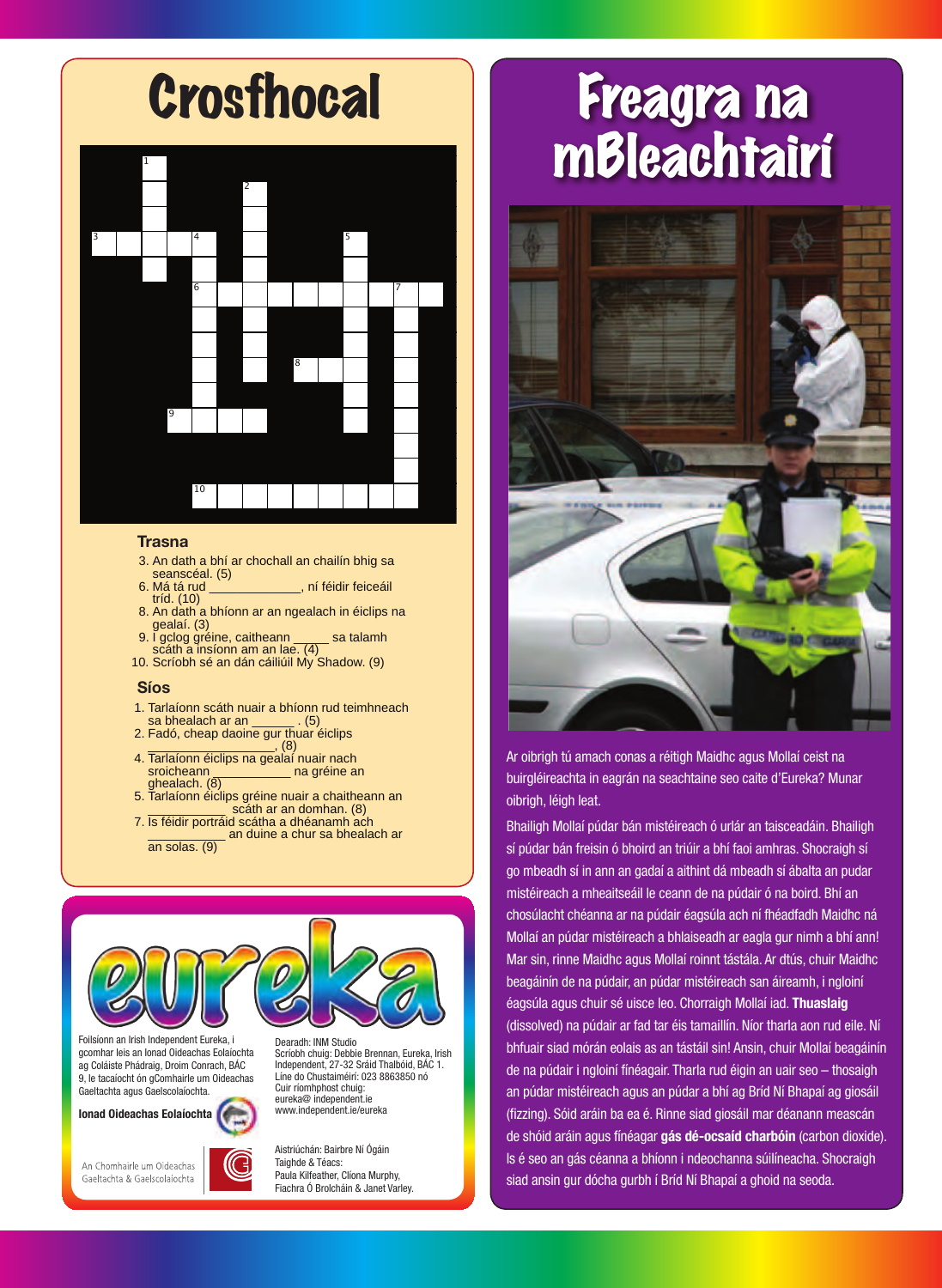# Crosfhocal

## Trasna

3. An dath a bhí ar chochall an chailín bhig sa seanscéal. (5)
6. Má tá rud ____________, ní féidir feiceáil tríd. (10)
8. An dath a bhíonn ar an ngealach in éiclips na gealaí. (3)
9. I gclog gréine, caitheann _____ sa talamh scáth a insíonn am an lae. (4)
10. Scríobh sé an dán cáiliúil My Shadow. (9)

## Síos

1. Tarlaíonn scáth nuair a bhíonn rud teimhneach sa bhealach ar an ______ . (5)
2. Fadó, cheap daoine gur thuar éiclips ________________, (8)
4. Tarlaíonn éiclips na gealaí nuair nach sroicheann __________ na gréine an ghealach. (8)
5. Tarlaíonn éiclips gréine nuair a chaitheann an __________ scáth ar an domhan. (8)
7. Is féidir portráid scátha a dhéanamh ach __________ an duine a chur sa bhealach ar an solas. (9)

# eureka

Foilsíonn an Irish Independent Eureka, i gcomhar leis an Ionad Oideachas Eolaíochta ag Coláiste Phádraig, Droim Conrach, BÁC 9, le tacaíocht ón gComhairle um Oideachas Gaeltachta agus Gaelscolaíochta.

**Ionad Oideachas Eolaíochta**

An Chomhairle um Oideachas Gaeltachta & Gaelscolaíochta

Dearadh: INM Studio
Scríobh chuig: Debbie Brennan, Eureka, Irish Independent, 27-32 Sráid Thalbóid, BÁC 1.
Líne do Chustaiméirí: 023 8863850 nó
Cuir ríomhphost chuig:
eureka@ independent.ie
www.independent.ie/eureka

Aistriúchán: Bairbre Ní Ógáin
Taighde & Téacs:
Paula Kilfeather, Clíona Murphy,
Fiachra Ó Brolcháin & Janet Varley.

# Freagra na mBleachtairí

Ar oibrigh tú amach conas a réitigh Maidhc agus Mollaí ceist na buirgléireachta in eagrán na seachtaine seo caite d'Eureka? Munar oibrigh, léigh leat.

Bhailigh Mollaí púdar bán mistéireach ó urlár an taisceadáin. Bhailigh sí púdar bán freisin ó bhoird an triúir a bhí faoi amhras. Shocraigh sí go mbeadh sí in ann an gadaí a aithint dá mbeadh sí ábalta an pudar mistéireach a mheaitseáil le ceann de na púdair ó na boird. Bhí an chosúlacht chéanna ar na púdair éagsúla ach ní fhéadfadh Maidhc ná Mollaí an púdar mistéireach a bhlaiseadh ar eagla gur nimh a bhí ann! Mar sin, rinne Maidhc agus Mollaí roinnt tástála. Ar dtús, chuir Maidhc beagáinín de na púdair, an púdar mistéireach san áireamh, i ngloiní éagsúla agus chuir sé uisce leo. Chorraigh Mollaí iad. **Thuaslaig** (dissolved) na púdair ar fad tar éis tamaillín. Níor tharla aon rud eile. Ní bhfuair siad mórán eolais as an tástáil sin! Ansin, chuir Mollaí beagáinín de na púdair i ngloiní fínéagair. Tharla rud éigin an uair seo – thosaigh an púdar mistéireach agus an púdar a bhí ag Bríd Ní Bhapaí ag giosáil (fizzing). Sóid aráin ba ea é. Rinne siad giosáil mar déanann meascán de shóid aráin agus fínéagar **gás dé-ocsaíd charbóin** (carbon dioxide). Is é seo an gás céanna a bhíonn i ndeochanna súilíneacha. Shocraigh siad ansin gur dócha gurbh í Bríd Ní Bhapaí a ghoid na seoda.